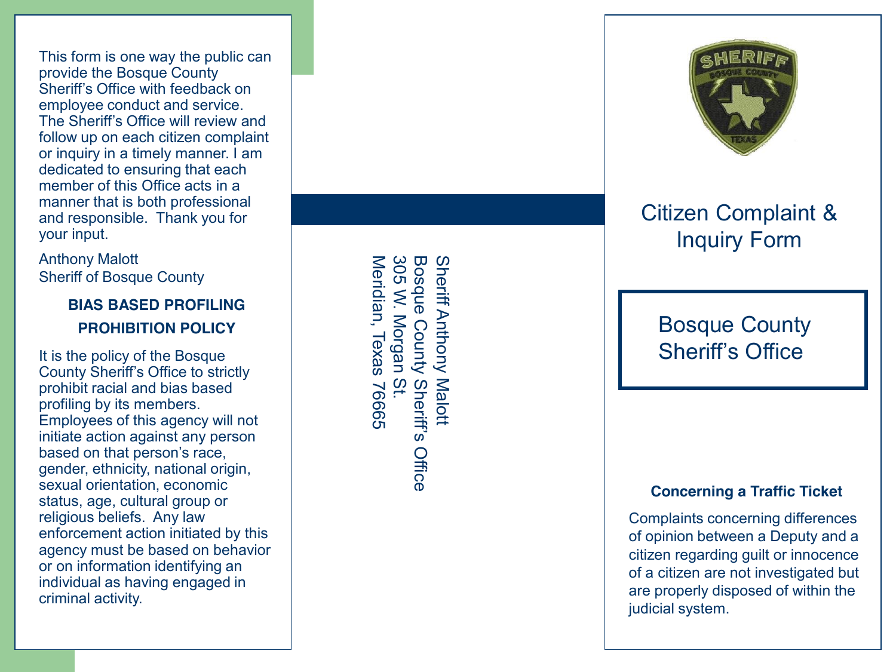This form is one way the public can provide the Bosque County Sheriff's Office with feedback on employee conduct and service. The Sheriff's Office will review and follow up on each citizen complaint or inquiry in a timely manner. I am dedicated to ensuring that each member of this Office acts in a manner that is both professional and responsible. Thank you for your input.

Anthony Malott
Sheriff of Bosque County

**BIAS BASED PROFILING PROHIBITION POLICY**

It is the policy of the Bosque County Sheriff's Office to strictly prohibit racial and bias based profiling by its members. Employees of this agency will not initiate action against any person based on that person's race, gender, ethnicity, national origin, sexual orientation, economic status, age, cultural group or religious beliefs. Any law enforcement action initiated by this agency must be based on behavior or on information identifying an individual as having engaged in criminal activity.

Sheriff Anthony Malott
Bosque County Sheriff's Office
305 W. Morgan St.
Meridian, Texas 76665

# Citizen Complaint & Inquiry Form

## Bosque County Sheriff's Office

**Concerning a Traffic Ticket**

Complaints concerning differences of opinion between a Deputy and a citizen regarding guilt or innocence of a citizen are not investigated but are properly disposed of within the judicial system.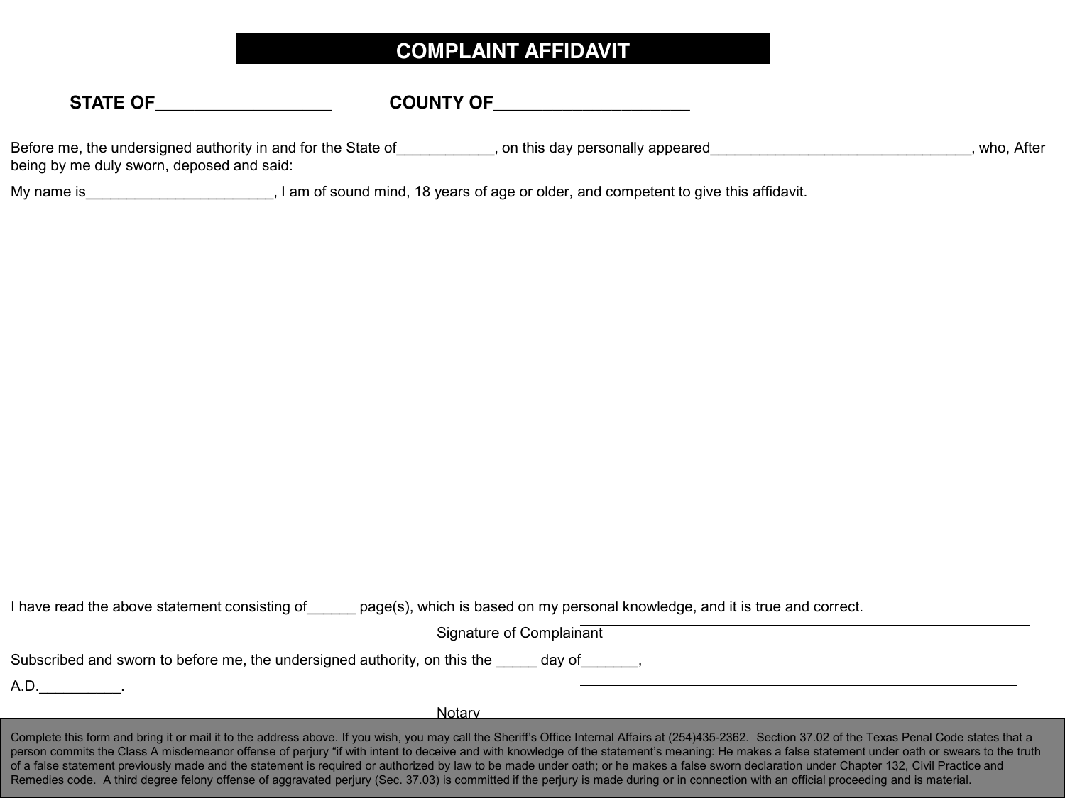# COMPLAINT AFFIDAVIT

**STATE OF___________________ COUNTY OF_____________________**

Before me, the undersigned authority in and for the State of____________, on this day personally appeared________________________________, who, After being by me duly sworn, deposed and said:

My name is_______________________, I am of sound mind, 18 years of age or older, and competent to give this affidavit.

I have read the above statement consisting of______ page(s), which is based on my personal knowledge, and it is true and correct.

_______________________________________________
Signature of Complainant

Subscribed and sworn to before me, the undersigned authority, on this the _____ day of_______,

A.D.__________.

_______________________________________________
Notary

Complete this form and bring it or mail it to the address above. If you wish, you may call the Sheriff's Office Internal Affairs at (254)435-2362. Section 37.02 of the Texas Penal Code states that a person commits the Class A misdemeanor offense of perjury "if with intent to deceive and with knowledge of the statement's meaning: He makes a false statement under oath or swears to the truth of a false statement previously made and the statement is required or authorized by law to be made under oath; or he makes a false sworn declaration under Chapter 132, Civil Practice and Remedies code. A third degree felony offense of aggravated perjury (Sec. 37.03) is committed if the perjury is made during or in connection with an official proceeding and is material.